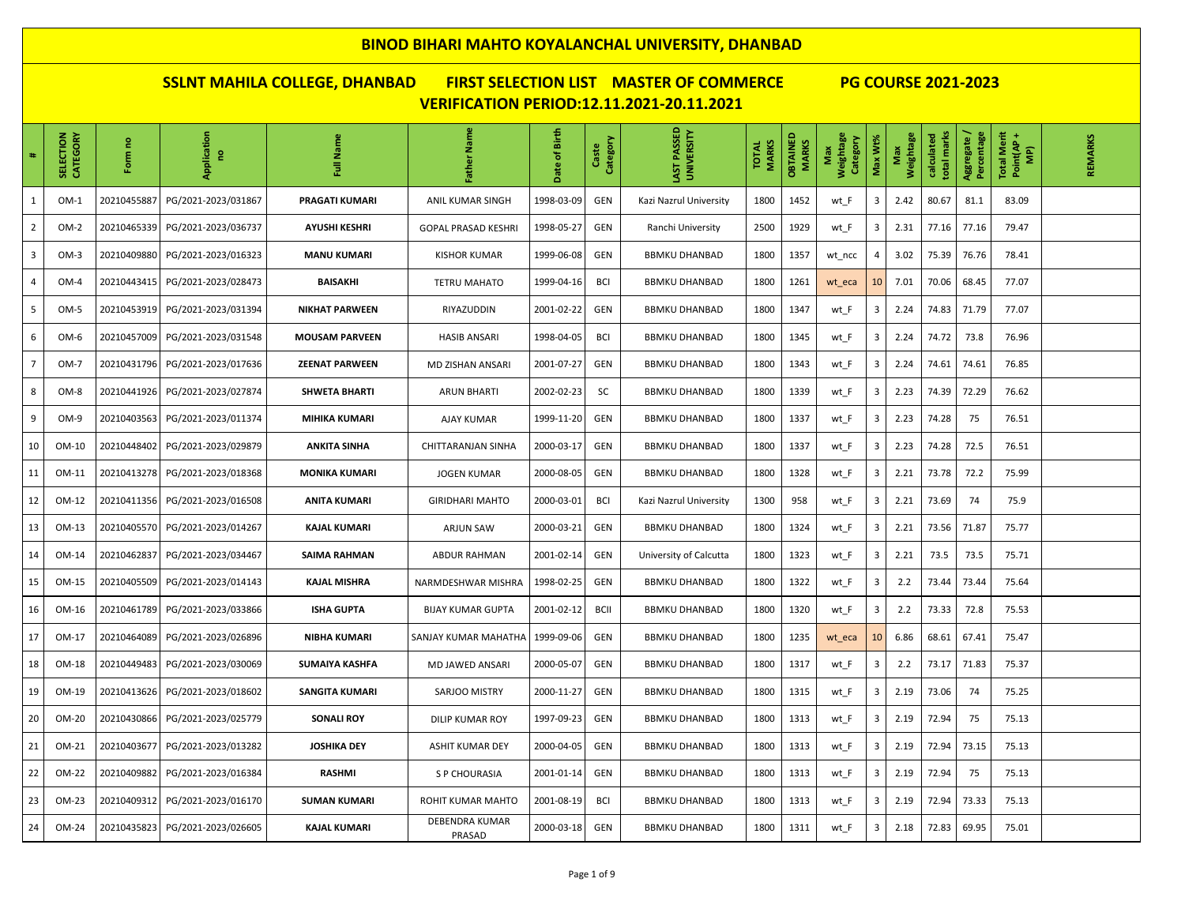# BINOD BIHARI MAHTO KOYALANCHAL UNIVERSITY, DHANBAD

## SSLNT MAHILA COLLEGE, DHANBAD    FIRST SELECTION LIST    MASTER OF COMMERCE    PG COURSE 2021-2023

## VERIFICATION PERIOD:12.11.2021-20.11.2021

| # | SELECTION CATEGORY | Form no | Application no | Full Name | Father Name | Date of Birth | Caste Category | LAST PASSED UNIVERSITY | TOTAL MARKS | OBTAINED MARKS | Max Weightage Category | Max Wt% | Max Weightage | calculated total marks | Aggregate / Percentage | Total Merit Point(AP + MP) | REMARKS |
|---|---|---|---|---|---|---|---|---|---|---|---|---|---|---|---|---|---|
| 1 | OM-1 | 20210455887 | PG/2021-2023/031867 | **PRAGATI KUMARI** | ANIL KUMAR SINGH | 1998-03-09 | GEN | Kazi Nazrul University | 1800 | 1452 | wt_F | 3 | 2.42 | 80.67 | 81.1 | 83.09 | |
| 2 | OM-2 | 20210465339 | PG/2021-2023/036737 | **AYUSHI KESHRI** | GOPAL PRASAD KESHRI | 1998-05-27 | GEN | Ranchi University | 2500 | 1929 | wt_F | 3 | 2.31 | 77.16 | 77.16 | 79.47 | |
| 3 | OM-3 | 20210409880 | PG/2021-2023/016323 | **MANU KUMARI** | KISHOR KUMAR | 1999-06-08 | GEN | BBMKU DHANBAD | 1800 | 1357 | wt_ncc | 4 | 3.02 | 75.39 | 76.76 | 78.41 | |
| 4 | OM-4 | 20210443415 | PG/2021-2023/028473 | **BAISAKHI** | TETRU MAHATO | 1999-04-16 | BCI | BBMKU DHANBAD | 1800 | 1261 | wt_eca | 10 | 7.01 | 70.06 | 68.45 | 77.07 | |
| 5 | OM-5 | 20210453919 | PG/2021-2023/031394 | **NIKHAT PARWEEN** | RIYAZUDDIN | 2001-02-22 | GEN | BBMKU DHANBAD | 1800 | 1347 | wt_F | 3 | 2.24 | 74.83 | 71.79 | 77.07 | |
| 6 | OM-6 | 20210457009 | PG/2021-2023/031548 | **MOUSAM PARVEEN** | HASIB ANSARI | 1998-04-05 | BCI | BBMKU DHANBAD | 1800 | 1345 | wt_F | 3 | 2.24 | 74.72 | 73.8 | 76.96 | |
| 7 | OM-7 | 20210431796 | PG/2021-2023/017636 | **ZEENAT PARWEEN** | MD ZISHAN ANSARI | 2001-07-27 | GEN | BBMKU DHANBAD | 1800 | 1343 | wt_F | 3 | 2.24 | 74.61 | 74.61 | 76.85 | |
| 8 | OM-8 | 20210441926 | PG/2021-2023/027874 | **SHWETA BHARTI** | ARUN BHARTI | 2002-02-23 | SC | BBMKU DHANBAD | 1800 | 1339 | wt_F | 3 | 2.23 | 74.39 | 72.29 | 76.62 | |
| 9 | OM-9 | 20210403563 | PG/2021-2023/011374 | **MIHIKA KUMARI** | AJAY KUMAR | 1999-11-20 | GEN | BBMKU DHANBAD | 1800 | 1337 | wt_F | 3 | 2.23 | 74.28 | 75 | 76.51 | |
| 10 | OM-10 | 20210448402 | PG/2021-2023/029879 | **ANKITA SINHA** | CHITTARANJAN SINHA | 2000-03-17 | GEN | BBMKU DHANBAD | 1800 | 1337 | wt_F | 3 | 2.23 | 74.28 | 72.5 | 76.51 | |
| 11 | OM-11 | 20210413278 | PG/2021-2023/018368 | **MONIKA KUMARI** | JOGEN KUMAR | 2000-08-05 | GEN | BBMKU DHANBAD | 1800 | 1328 | wt_F | 3 | 2.21 | 73.78 | 72.2 | 75.99 | |
| 12 | OM-12 | 20210411356 | PG/2021-2023/016508 | **ANITA KUMARI** | GIRIDHARI MAHTO | 2000-03-01 | BCI | Kazi Nazrul University | 1300 | 958 | wt_F | 3 | 2.21 | 73.69 | 74 | 75.9 | |
| 13 | OM-13 | 20210405570 | PG/2021-2023/014267 | **KAJAL KUMARI** | ARJUN SAW | 2000-03-21 | GEN | BBMKU DHANBAD | 1800 | 1324 | wt_F | 3 | 2.21 | 73.56 | 71.87 | 75.77 | |
| 14 | OM-14 | 20210462837 | PG/2021-2023/034467 | **SAIMA RAHMAN** | ABDUR RAHMAN | 2001-02-14 | GEN | University of Calcutta | 1800 | 1323 | wt_F | 3 | 2.21 | 73.5 | 73.5 | 75.71 | |
| 15 | OM-15 | 20210405509 | PG/2021-2023/014143 | **KAJAL MISHRA** | NARMDESHWAR MISHRA | 1998-02-25 | GEN | BBMKU DHANBAD | 1800 | 1322 | wt_F | 3 | 2.2 | 73.44 | 73.44 | 75.64 | |
| 16 | OM-16 | 20210461789 | PG/2021-2023/033866 | **ISHA GUPTA** | BIJAY KUMAR GUPTA | 2001-02-12 | BCII | BBMKU DHANBAD | 1800 | 1320 | wt_F | 3 | 2.2 | 73.33 | 72.8 | 75.53 | |
| 17 | OM-17 | 20210464089 | PG/2021-2023/026896 | **NIBHA KUMARI** | SANJAY KUMAR MAHATHA | 1999-09-06 | GEN | BBMKU DHANBAD | 1800 | 1235 | wt_eca | 10 | 6.86 | 68.61 | 67.41 | 75.47 | |
| 18 | OM-18 | 20210449483 | PG/2021-2023/030069 | **SUMAIYA KASHFA** | MD JAWED ANSARI | 2000-05-07 | GEN | BBMKU DHANBAD | 1800 | 1317 | wt_F | 3 | 2.2 | 73.17 | 71.83 | 75.37 | |
| 19 | OM-19 | 20210413626 | PG/2021-2023/018602 | **SANGITA KUMARI** | SARJOO MISTRY | 2000-11-27 | GEN | BBMKU DHANBAD | 1800 | 1315 | wt_F | 3 | 2.19 | 73.06 | 74 | 75.25 | |
| 20 | OM-20 | 20210430866 | PG/2021-2023/025779 | **SONALI ROY** | DILIP KUMAR ROY | 1997-09-23 | GEN | BBMKU DHANBAD | 1800 | 1313 | wt_F | 3 | 2.19 | 72.94 | 75 | 75.13 | |
| 21 | OM-21 | 20210403677 | PG/2021-2023/013282 | **JOSHIKA DEY** | ASHIT KUMAR DEY | 2000-04-05 | GEN | BBMKU DHANBAD | 1800 | 1313 | wt_F | 3 | 2.19 | 72.94 | 73.15 | 75.13 | |
| 22 | OM-22 | 20210409882 | PG/2021-2023/016384 | **RASHMI** | S P CHOURASIA | 2001-01-14 | GEN | BBMKU DHANBAD | 1800 | 1313 | wt_F | 3 | 2.19 | 72.94 | 75 | 75.13 | |
| 23 | OM-23 | 20210409312 | PG/2021-2023/016170 | **SUMAN KUMARI** | ROHIT KUMAR MAHTO | 2001-08-19 | BCI | BBMKU DHANBAD | 1800 | 1313 | wt_F | 3 | 2.19 | 72.94 | 73.33 | 75.13 | |
| 24 | OM-24 | 20210435823 | PG/2021-2023/026605 | **KAJAL KUMARI** | DEBENDRA KUMAR PRASAD | 2000-03-18 | GEN | BBMKU DHANBAD | 1800 | 1311 | wt_F | 3 | 2.18 | 72.83 | 69.95 | 75.01 | |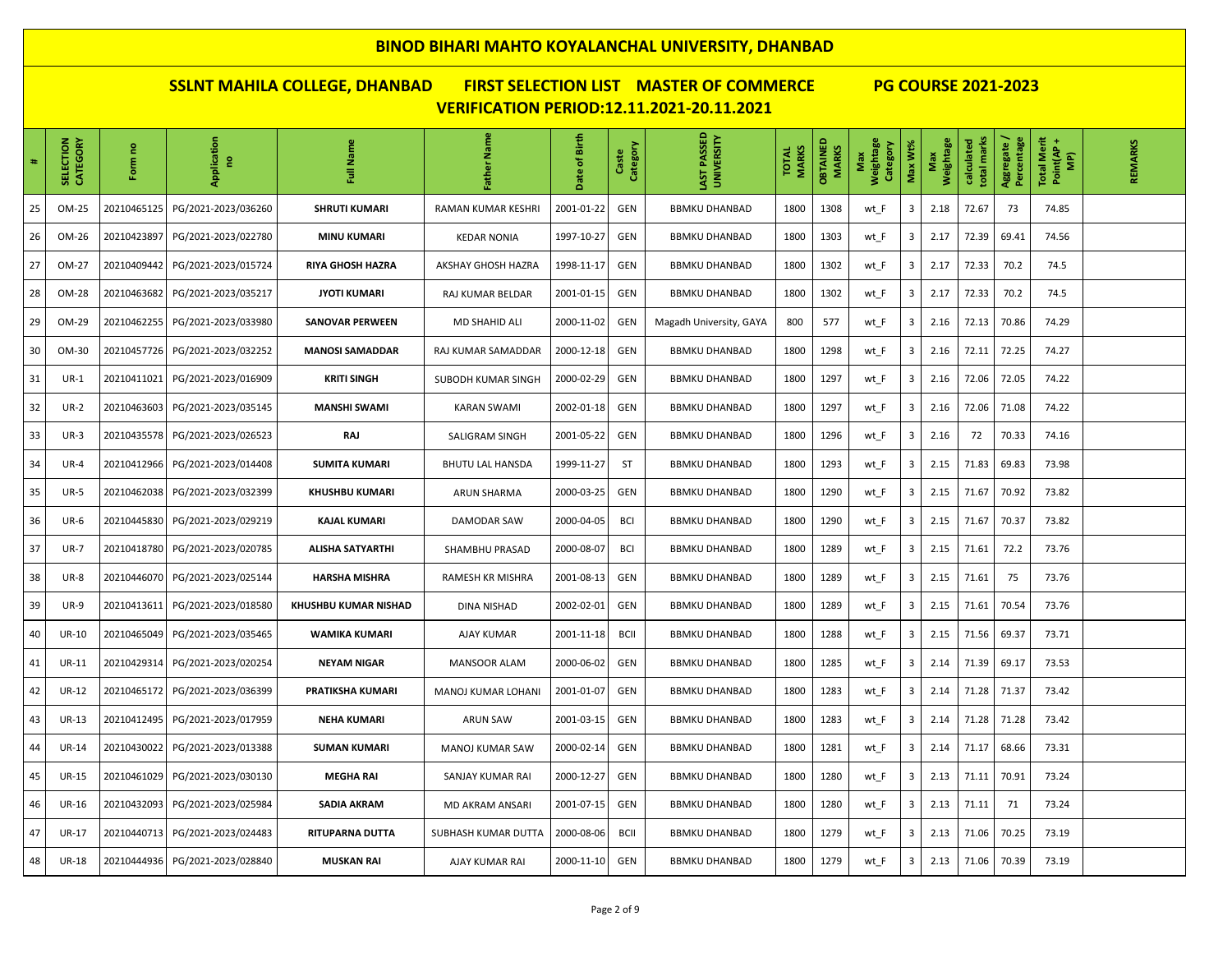# BINOD BIHARI MAHTO KOYALANCHAL UNIVERSITY, DHANBAD

## SSLNT MAHILA COLLEGE, DHANBAD FIRST SELECTION LIST MASTER OF COMMERCE PG COURSE 2021-2023

## VERIFICATION PERIOD:12.11.2021-20.11.2021

| # | SELECTION CATEGORY | Form no | Application no | Full Name | Father Name | Date of Birth | Caste Category | LAST PASSED UNIVERSITY | TOTAL MARKS | OBTAINED MARKS | Max Weightage Category | Max Wt% | Max Weightage | calculated total marks | Aggregate / Percentage | Total Merit Point(AP + MP) | REMARKS |
|---|---|---|---|---|---|---|---|---|---|---|---|---|---|---|---|---|---|
| 25 | OM-25 | 20210465125 | PG/2021-2023/036260 | SHRUTI KUMARI | RAMAN KUMAR KESHRI | 2001-01-22 | GEN | BBMKU DHANBAD | 1800 | 1308 | wt_F | 3 | 2.18 | 72.67 | 73 | 74.85 | |
| 26 | OM-26 | 20210423897 | PG/2021-2023/022780 | MINU KUMARI | KEDAR NONIA | 1997-10-27 | GEN | BBMKU DHANBAD | 1800 | 1303 | wt_F | 3 | 2.17 | 72.39 | 69.41 | 74.56 | |
| 27 | OM-27 | 20210409442 | PG/2021-2023/015724 | RIYA GHOSH HAZRA | AKSHAY GHOSH HAZRA | 1998-11-17 | GEN | BBMKU DHANBAD | 1800 | 1302 | wt_F | 3 | 2.17 | 72.33 | 70.2 | 74.5 | |
| 28 | OM-28 | 20210463682 | PG/2021-2023/035217 | JYOTI KUMARI | RAJ KUMAR BELDAR | 2001-01-15 | GEN | BBMKU DHANBAD | 1800 | 1302 | wt_F | 3 | 2.17 | 72.33 | 70.2 | 74.5 | |
| 29 | OM-29 | 20210462255 | PG/2021-2023/033980 | SANOVAR PERWEEN | MD SHAHID ALI | 2000-11-02 | GEN | Magadh University, GAYA | 800 | 577 | wt_F | 3 | 2.16 | 72.13 | 70.86 | 74.29 | |
| 30 | OM-30 | 20210457726 | PG/2021-2023/032252 | MANOSI SAMADDAR | RAJ KUMAR SAMADDAR | 2000-12-18 | GEN | BBMKU DHANBAD | 1800 | 1298 | wt_F | 3 | 2.16 | 72.11 | 72.25 | 74.27 | |
| 31 | UR-1 | 20210411021 | PG/2021-2023/016909 | KRITI SINGH | SUBODH KUMAR SINGH | 2000-02-29 | GEN | BBMKU DHANBAD | 1800 | 1297 | wt_F | 3 | 2.16 | 72.06 | 72.05 | 74.22 | |
| 32 | UR-2 | 20210463603 | PG/2021-2023/035145 | MANSHI SWAMI | KARAN SWAMI | 2002-01-18 | GEN | BBMKU DHANBAD | 1800 | 1297 | wt_F | 3 | 2.16 | 72.06 | 71.08 | 74.22 | |
| 33 | UR-3 | 20210435578 | PG/2021-2023/026523 | RAJ | SALIGRAM SINGH | 2001-05-22 | GEN | BBMKU DHANBAD | 1800 | 1296 | wt_F | 3 | 2.16 | 72 | 70.33 | 74.16 | |
| 34 | UR-4 | 20210412966 | PG/2021-2023/014408 | SUMITA KUMARI | BHUTU LAL HANSDA | 1999-11-27 | ST | BBMKU DHANBAD | 1800 | 1293 | wt_F | 3 | 2.15 | 71.83 | 69.83 | 73.98 | |
| 35 | UR-5 | 20210462038 | PG/2021-2023/032399 | KHUSHBU KUMARI | ARUN SHARMA | 2000-03-25 | GEN | BBMKU DHANBAD | 1800 | 1290 | wt_F | 3 | 2.15 | 71.67 | 70.92 | 73.82 | |
| 36 | UR-6 | 20210445830 | PG/2021-2023/029219 | KAJAL KUMARI | DAMODAR SAW | 2000-04-05 | BCI | BBMKU DHANBAD | 1800 | 1290 | wt_F | 3 | 2.15 | 71.67 | 70.37 | 73.82 | |
| 37 | UR-7 | 20210418780 | PG/2021-2023/020785 | ALISHA SATYARTHI | SHAMBHU PRASAD | 2000-08-07 | BCI | BBMKU DHANBAD | 1800 | 1289 | wt_F | 3 | 2.15 | 71.61 | 72.2 | 73.76 | |
| 38 | UR-8 | 20210446070 | PG/2021-2023/025144 | HARSHA MISHRA | RAMESH KR MISHRA | 2001-08-13 | GEN | BBMKU DHANBAD | 1800 | 1289 | wt_F | 3 | 2.15 | 71.61 | 75 | 73.76 | |
| 39 | UR-9 | 20210413611 | PG/2021-2023/018580 | KHUSHBU KUMAR NISHAD | DINA NISHAD | 2002-02-01 | GEN | BBMKU DHANBAD | 1800 | 1289 | wt_F | 3 | 2.15 | 71.61 | 70.54 | 73.76 | |
| 40 | UR-10 | 20210465049 | PG/2021-2023/035465 | WAMIKA KUMARI | AJAY KUMAR | 2001-11-18 | BCII | BBMKU DHANBAD | 1800 | 1288 | wt_F | 3 | 2.15 | 71.56 | 69.37 | 73.71 | |
| 41 | UR-11 | 20210429314 | PG/2021-2023/020254 | NEYAM NIGAR | MANSOOR ALAM | 2000-06-02 | GEN | BBMKU DHANBAD | 1800 | 1285 | wt_F | 3 | 2.14 | 71.39 | 69.17 | 73.53 | |
| 42 | UR-12 | 20210465172 | PG/2021-2023/036399 | PRATIKSHA KUMARI | MANOJ KUMAR LOHANI | 2001-01-07 | GEN | BBMKU DHANBAD | 1800 | 1283 | wt_F | 3 | 2.14 | 71.28 | 71.37 | 73.42 | |
| 43 | UR-13 | 20210412495 | PG/2021-2023/017959 | NEHA KUMARI | ARUN SAW | 2001-03-15 | GEN | BBMKU DHANBAD | 1800 | 1283 | wt_F | 3 | 2.14 | 71.28 | 71.28 | 73.42 | |
| 44 | UR-14 | 20210430022 | PG/2021-2023/013388 | SUMAN KUMARI | MANOJ KUMAR SAW | 2000-02-14 | GEN | BBMKU DHANBAD | 1800 | 1281 | wt_F | 3 | 2.14 | 71.17 | 68.66 | 73.31 | |
| 45 | UR-15 | 20210461029 | PG/2021-2023/030130 | MEGHA RAI | SANJAY KUMAR RAI | 2000-12-27 | GEN | BBMKU DHANBAD | 1800 | 1280 | wt_F | 3 | 2.13 | 71.11 | 70.91 | 73.24 | |
| 46 | UR-16 | 20210432093 | PG/2021-2023/025984 | SADIA AKRAM | MD AKRAM ANSARI | 2001-07-15 | GEN | BBMKU DHANBAD | 1800 | 1280 | wt_F | 3 | 2.13 | 71.11 | 71 | 73.24 | |
| 47 | UR-17 | 20210440713 | PG/2021-2023/024483 | RITUPARNA DUTTA | SUBHASH KUMAR DUTTA | 2000-08-06 | BCII | BBMKU DHANBAD | 1800 | 1279 | wt_F | 3 | 2.13 | 71.06 | 70.25 | 73.19 | |
| 48 | UR-18 | 20210444936 | PG/2021-2023/028840 | MUSKAN RAI | AJAY KUMAR RAI | 2000-11-10 | GEN | BBMKU DHANBAD | 1800 | 1279 | wt_F | 3 | 2.13 | 71.06 | 70.39 | 73.19 | |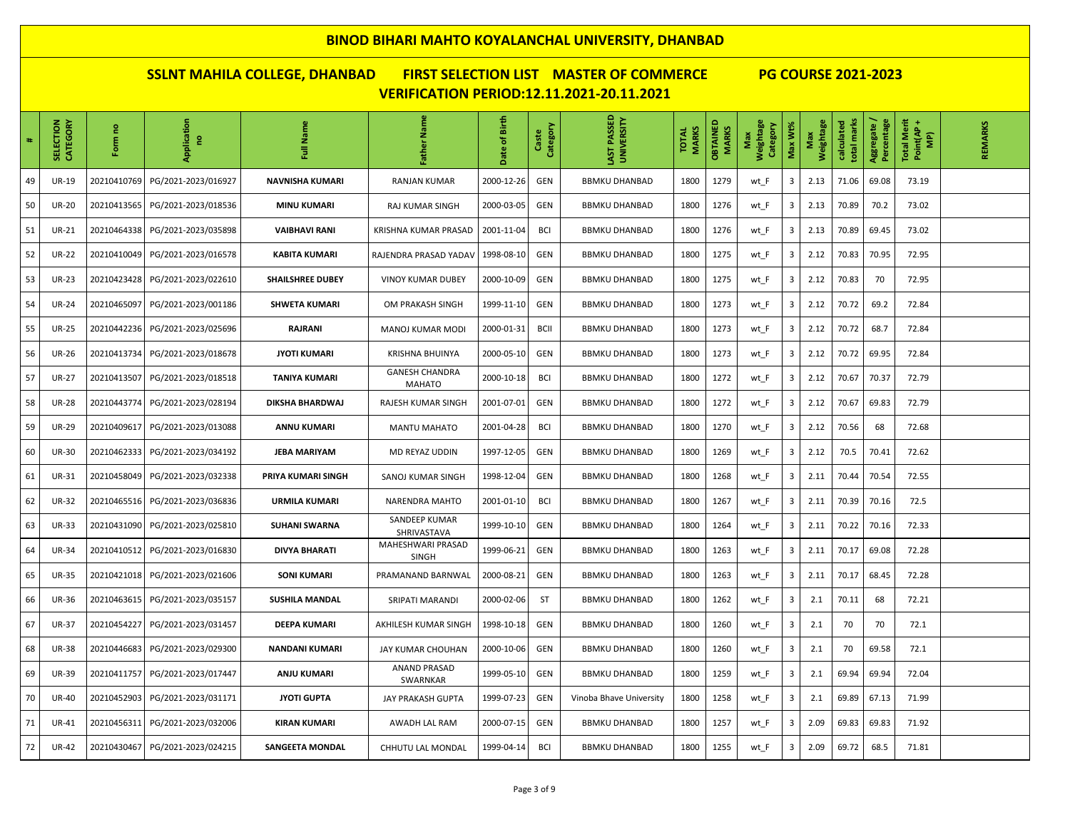# BINOD BIHARI MAHTO KOYALANCHAL UNIVERSITY, DHANBAD

## SSLNT MAHILA COLLEGE, DHANBAD FIRST SELECTION LIST MASTER OF COMMERCE PG COURSE 2021-2023

## VERIFICATION PERIOD:12.11.2021-20.11.2021

| # | SELECTION CATEGORY | Form no | Application no | Full Name | Father Name | Date of Birth | Caste Category | LAST PASSED UNIVERSITY | TOTAL MARKS | OBTAINED MARKS | Max Weightage Category | Max Wt% | Max Weightage | calculated total marks | Aggregate / Percentage | Total Merit Point(AP + MP) | REMARKS |
|---|---|---|---|---|---|---|---|---|---|---|---|---|---|---|---|---|---|
| 49 | UR-19 | 20210410769 | PG/2021-2023/016927 | **NAVNISHA KUMARI** | RANJAN KUMAR | 2000-12-26 | GEN | BBMKU DHANBAD | 1800 | 1279 | wt_F | 3 | 2.13 | 71.06 | 69.08 | 73.19 | |
| 50 | UR-20 | 20210413565 | PG/2021-2023/018536 | **MINU KUMARI** | RAJ KUMAR SINGH | 2000-03-05 | GEN | BBMKU DHANBAD | 1800 | 1276 | wt_F | 3 | 2.13 | 70.89 | 70.2 | 73.02 | |
| 51 | UR-21 | 20210464338 | PG/2021-2023/035898 | **VAIBHAVI RANI** | KRISHNA KUMAR PRASAD | 2001-11-04 | BCI | BBMKU DHANBAD | 1800 | 1276 | wt_F | 3 | 2.13 | 70.89 | 69.45 | 73.02 | |
| 52 | UR-22 | 20210410049 | PG/2021-2023/016578 | **KABITA KUMARI** | RAJENDRA PRASAD YADAV | 1998-08-10 | GEN | BBMKU DHANBAD | 1800 | 1275 | wt_F | 3 | 2.12 | 70.83 | 70.95 | 72.95 | |
| 53 | UR-23 | 20210423428 | PG/2021-2023/022610 | **SHAILSHREE DUBEY** | VINOY KUMAR DUBEY | 2000-10-09 | GEN | BBMKU DHANBAD | 1800 | 1275 | wt_F | 3 | 2.12 | 70.83 | 70 | 72.95 | |
| 54 | UR-24 | 20210465097 | PG/2021-2023/001186 | **SHWETA KUMARI** | OM PRAKASH SINGH | 1999-11-10 | GEN | BBMKU DHANBAD | 1800 | 1273 | wt_F | 3 | 2.12 | 70.72 | 69.2 | 72.84 | |
| 55 | UR-25 | 20210442236 | PG/2021-2023/025696 | **RAJRANI** | MANOJ KUMAR MODI | 2000-01-31 | BCII | BBMKU DHANBAD | 1800 | 1273 | wt_F | 3 | 2.12 | 70.72 | 68.7 | 72.84 | |
| 56 | UR-26 | 20210413734 | PG/2021-2023/018678 | **JYOTI KUMARI** | KRISHNA BHUINYA | 2000-05-10 | GEN | BBMKU DHANBAD | 1800 | 1273 | wt_F | 3 | 2.12 | 70.72 | 69.95 | 72.84 | |
| 57 | UR-27 | 20210413507 | PG/2021-2023/018518 | **TANIYA KUMARI** | GANESH CHANDRA MAHATO | 2000-10-18 | BCI | BBMKU DHANBAD | 1800 | 1272 | wt_F | 3 | 2.12 | 70.67 | 70.37 | 72.79 | |
| 58 | UR-28 | 20210443774 | PG/2021-2023/028194 | **DIKSHA BHARDWAJ** | RAJESH KUMAR SINGH | 2001-07-01 | GEN | BBMKU DHANBAD | 1800 | 1272 | wt_F | 3 | 2.12 | 70.67 | 69.83 | 72.79 | |
| 59 | UR-29 | 20210409617 | PG/2021-2023/013088 | **ANNU KUMARI** | MANTU MAHATO | 2001-04-28 | BCI | BBMKU DHANBAD | 1800 | 1270 | wt_F | 3 | 2.12 | 70.56 | 68 | 72.68 | |
| 60 | UR-30 | 20210462333 | PG/2021-2023/034192 | **JEBA MARIYAM** | MD REYAZ UDDIN | 1997-12-05 | GEN | BBMKU DHANBAD | 1800 | 1269 | wt_F | 3 | 2.12 | 70.5 | 70.41 | 72.62 | |
| 61 | UR-31 | 20210458049 | PG/2021-2023/032338 | **PRIYA KUMARI SINGH** | SANOJ KUMAR SINGH | 1998-12-04 | GEN | BBMKU DHANBAD | 1800 | 1268 | wt_F | 3 | 2.11 | 70.44 | 70.54 | 72.55 | |
| 62 | UR-32 | 20210465516 | PG/2021-2023/036836 | **URMILA KUMARI** | NARENDRA MAHTO | 2001-01-10 | BCI | BBMKU DHANBAD | 1800 | 1267 | wt_F | 3 | 2.11 | 70.39 | 70.16 | 72.5 | |
| 63 | UR-33 | 20210431090 | PG/2021-2023/025810 | **SUHANI SWARNA** | SANDEEP KUMAR SHRIVASTAVA | 1999-10-10 | GEN | BBMKU DHANBAD | 1800 | 1264 | wt_F | 3 | 2.11 | 70.22 | 70.16 | 72.33 | |
| 64 | UR-34 | 20210410512 | PG/2021-2023/016830 | **DIVYA BHARATI** | MAHESHWARI PRASAD SINGH | 1999-06-21 | GEN | BBMKU DHANBAD | 1800 | 1263 | wt_F | 3 | 2.11 | 70.17 | 69.08 | 72.28 | |
| 65 | UR-35 | 20210421018 | PG/2021-2023/021606 | **SONI KUMARI** | PRAMANAND BARNWAL | 2000-08-21 | GEN | BBMKU DHANBAD | 1800 | 1263 | wt_F | 3 | 2.11 | 70.17 | 68.45 | 72.28 | |
| 66 | UR-36 | 20210463615 | PG/2021-2023/035157 | **SUSHILA MANDAL** | SRIPATI MARANDI | 2000-02-06 | ST | BBMKU DHANBAD | 1800 | 1262 | wt_F | 3 | 2.1 | 70.11 | 68 | 72.21 | |
| 67 | UR-37 | 20210454227 | PG/2021-2023/031457 | **DEEPA KUMARI** | AKHILESH KUMAR SINGH | 1998-10-18 | GEN | BBMKU DHANBAD | 1800 | 1260 | wt_F | 3 | 2.1 | 70 | 70 | 72.1 | |
| 68 | UR-38 | 20210446683 | PG/2021-2023/029300 | **NANDANI KUMARI** | JAY KUMAR CHOUHAN | 2000-10-06 | GEN | BBMKU DHANBAD | 1800 | 1260 | wt_F | 3 | 2.1 | 70 | 69.58 | 72.1 | |
| 69 | UR-39 | 20210411757 | PG/2021-2023/017447 | **ANJU KUMARI** | ANAND PRASAD SWARNKAR | 1999-05-10 | GEN | BBMKU DHANBAD | 1800 | 1259 | wt_F | 3 | 2.1 | 69.94 | 69.94 | 72.04 | |
| 70 | UR-40 | 20210452903 | PG/2021-2023/031171 | **JYOTI GUPTA** | JAY PRAKASH GUPTA | 1999-07-23 | GEN | Vinoba Bhave University | 1800 | 1258 | wt_F | 3 | 2.1 | 69.89 | 67.13 | 71.99 | |
| 71 | UR-41 | 20210456311 | PG/2021-2023/032006 | **KIRAN KUMARI** | AWADH LAL RAM | 2000-07-15 | GEN | BBMKU DHANBAD | 1800 | 1257 | wt_F | 3 | 2.09 | 69.83 | 69.83 | 71.92 | |
| 72 | UR-42 | 20210430467 | PG/2021-2023/024215 | **SANGEETA MONDAL** | CHHUTU LAL MONDAL | 1999-04-14 | BCI | BBMKU DHANBAD | 1800 | 1255 | wt_F | 3 | 2.09 | 69.72 | 68.5 | 71.81 | |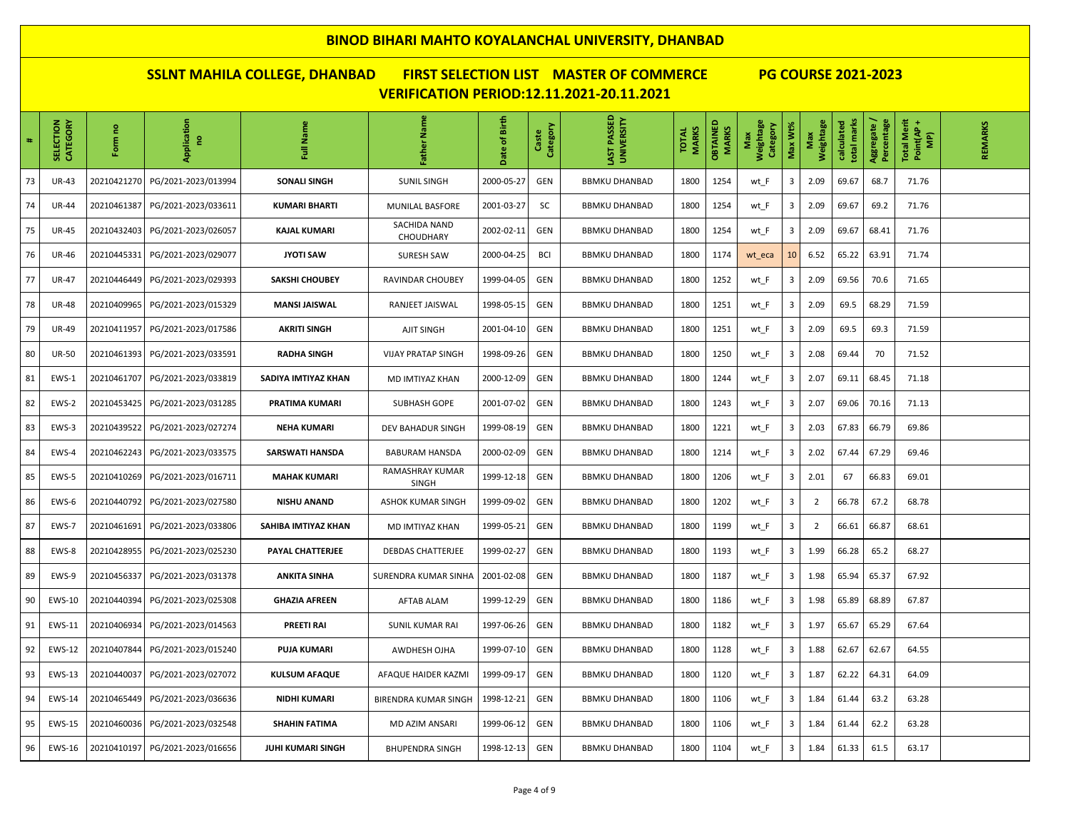# BINOD BIHARI MAHTO KOYALANCHAL UNIVERSITY, DHANBAD

## SSLNT MAHILA COLLEGE, DHANBAD FIRST SELECTION LIST MASTER OF COMMERCE PG COURSE 2021-2023

## VERIFICATION PERIOD:12.11.2021-20.11.2021

| # | SELECTION CATEGORY | Form no | Application no | Full Name | Father Name | Date of Birth | Caste Category | LAST PASSED UNIVERSITY | TOTAL MARKS | OBTAINED MARKS | Max Weightage Category | Max Wt% | Max Weightage | calculated total marks | Aggregate / Percentage | Total Merit Point(AP + MP) | REMARKS |
|---|---|---|---|---|---|---|---|---|---|---|---|---|---|---|---|---|---|
| 73 | UR-43 | 20210421270 | PG/2021-2023/013994 | SONALI SINGH | SUNIL SINGH | 2000-05-27 | GEN | BBMKU DHANBAD | 1800 | 1254 | wt_F | 3 | 2.09 | 69.67 | 68.7 | 71.76 | |
| 74 | UR-44 | 20210461387 | PG/2021-2023/033611 | KUMARI BHARTI | MUNILAL BASFORE | 2001-03-27 | SC | BBMKU DHANBAD | 1800 | 1254 | wt_F | 3 | 2.09 | 69.67 | 69.2 | 71.76 | |
| 75 | UR-45 | 20210432403 | PG/2021-2023/026057 | KAJAL KUMARI | SACHIDA NAND CHOUDHARY | 2002-02-11 | GEN | BBMKU DHANBAD | 1800 | 1254 | wt_F | 3 | 2.09 | 69.67 | 68.41 | 71.76 | |
| 76 | UR-46 | 20210445331 | PG/2021-2023/029077 | JYOTI SAW | SURESH SAW | 2000-04-25 | BCI | BBMKU DHANBAD | 1800 | 1174 | wt_eca | 10 | 6.52 | 65.22 | 63.91 | 71.74 | |
| 77 | UR-47 | 20210446449 | PG/2021-2023/029393 | SAKSHI CHOUBEY | RAVINDAR CHOUBEY | 1999-04-05 | GEN | BBMKU DHANBAD | 1800 | 1252 | wt_F | 3 | 2.09 | 69.56 | 70.6 | 71.65 | |
| 78 | UR-48 | 20210409965 | PG/2021-2023/015329 | MANSI JAISWAL | RANJEET JAISWAL | 1998-05-15 | GEN | BBMKU DHANBAD | 1800 | 1251 | wt_F | 3 | 2.09 | 69.5 | 68.29 | 71.59 | |
| 79 | UR-49 | 20210411957 | PG/2021-2023/017586 | AKRITI SINGH | AJIT SINGH | 2001-04-10 | GEN | BBMKU DHANBAD | 1800 | 1251 | wt_F | 3 | 2.09 | 69.5 | 69.3 | 71.59 | |
| 80 | UR-50 | 20210461393 | PG/2021-2023/033591 | RADHA SINGH | VIJAY PRATAP SINGH | 1998-09-26 | GEN | BBMKU DHANBAD | 1800 | 1250 | wt_F | 3 | 2.08 | 69.44 | 70 | 71.52 | |
| 81 | EWS-1 | 20210461707 | PG/2021-2023/033819 | SADIYA IMTIYAZ KHAN | MD IMTIYAZ KHAN | 2000-12-09 | GEN | BBMKU DHANBAD | 1800 | 1244 | wt_F | 3 | 2.07 | 69.11 | 68.45 | 71.18 | |
| 82 | EWS-2 | 20210453425 | PG/2021-2023/031285 | PRATIMA KUMARI | SUBHASH GOPE | 2001-07-02 | GEN | BBMKU DHANBAD | 1800 | 1243 | wt_F | 3 | 2.07 | 69.06 | 70.16 | 71.13 | |
| 83 | EWS-3 | 20210439522 | PG/2021-2023/027274 | NEHA KUMARI | DEV BAHADUR SINGH | 1999-08-19 | GEN | BBMKU DHANBAD | 1800 | 1221 | wt_F | 3 | 2.03 | 67.83 | 66.79 | 69.86 | |
| 84 | EWS-4 | 20210462243 | PG/2021-2023/033575 | SARSWATI HANSDA | BABURAM HANSDA | 2000-02-09 | GEN | BBMKU DHANBAD | 1800 | 1214 | wt_F | 3 | 2.02 | 67.44 | 67.29 | 69.46 | |
| 85 | EWS-5 | 20210410269 | PG/2021-2023/016711 | MAHAK KUMARI | RAMASHRAY KUMAR SINGH | 1999-12-18 | GEN | BBMKU DHANBAD | 1800 | 1206 | wt_F | 3 | 2.01 | 67 | 66.83 | 69.01 | |
| 86 | EWS-6 | 20210440792 | PG/2021-2023/027580 | NISHU ANAND | ASHOK KUMAR SINGH | 1999-09-02 | GEN | BBMKU DHANBAD | 1800 | 1202 | wt_F | 3 | 2 | 66.78 | 67.2 | 68.78 | |
| 87 | EWS-7 | 20210461691 | PG/2021-2023/033806 | SAHIBA IMTIYAZ KHAN | MD IMTIYAZ KHAN | 1999-05-21 | GEN | BBMKU DHANBAD | 1800 | 1199 | wt_F | 3 | 2 | 66.61 | 66.87 | 68.61 | |
| 88 | EWS-8 | 20210428955 | PG/2021-2023/025230 | PAYAL CHATTERJEE | DEBDAS CHATTERJEE | 1999-02-27 | GEN | BBMKU DHANBAD | 1800 | 1193 | wt_F | 3 | 1.99 | 66.28 | 65.2 | 68.27 | |
| 89 | EWS-9 | 20210456337 | PG/2021-2023/031378 | ANKITA SINHA | SURENDRA KUMAR SINHA | 2001-02-08 | GEN | BBMKU DHANBAD | 1800 | 1187 | wt_F | 3 | 1.98 | 65.94 | 65.37 | 67.92 | |
| 90 | EWS-10 | 20210440394 | PG/2021-2023/025308 | GHAZIA AFREEN | AFTAB ALAM | 1999-12-29 | GEN | BBMKU DHANBAD | 1800 | 1186 | wt_F | 3 | 1.98 | 65.89 | 68.89 | 67.87 | |
| 91 | EWS-11 | 20210406934 | PG/2021-2023/014563 | PREETI RAI | SUNIL KUMAR RAI | 1997-06-26 | GEN | BBMKU DHANBAD | 1800 | 1182 | wt_F | 3 | 1.97 | 65.67 | 65.29 | 67.64 | |
| 92 | EWS-12 | 20210407844 | PG/2021-2023/015240 | PUJA KUMARI | AWDHESH OJHA | 1999-07-10 | GEN | BBMKU DHANBAD | 1800 | 1128 | wt_F | 3 | 1.88 | 62.67 | 62.67 | 64.55 | |
| 93 | EWS-13 | 20210440037 | PG/2021-2023/027072 | KULSUM AFAQUE | AFAQUE HAIDER KAZMI | 1999-09-17 | GEN | BBMKU DHANBAD | 1800 | 1120 | wt_F | 3 | 1.87 | 62.22 | 64.31 | 64.09 | |
| 94 | EWS-14 | 20210465449 | PG/2021-2023/036636 | NIDHI KUMARI | BIRENDRA KUMAR SINGH | 1998-12-21 | GEN | BBMKU DHANBAD | 1800 | 1106 | wt_F | 3 | 1.84 | 61.44 | 63.2 | 63.28 | |
| 95 | EWS-15 | 20210460036 | PG/2021-2023/032548 | SHAHIN FATIMA | MD AZIM ANSARI | 1999-06-12 | GEN | BBMKU DHANBAD | 1800 | 1106 | wt_F | 3 | 1.84 | 61.44 | 62.2 | 63.28 | |
| 96 | EWS-16 | 20210410197 | PG/2021-2023/016656 | JUHI KUMARI SINGH | BHUPENDRA SINGH | 1998-12-13 | GEN | BBMKU DHANBAD | 1800 | 1104 | wt_F | 3 | 1.84 | 61.33 | 61.5 | 63.17 | |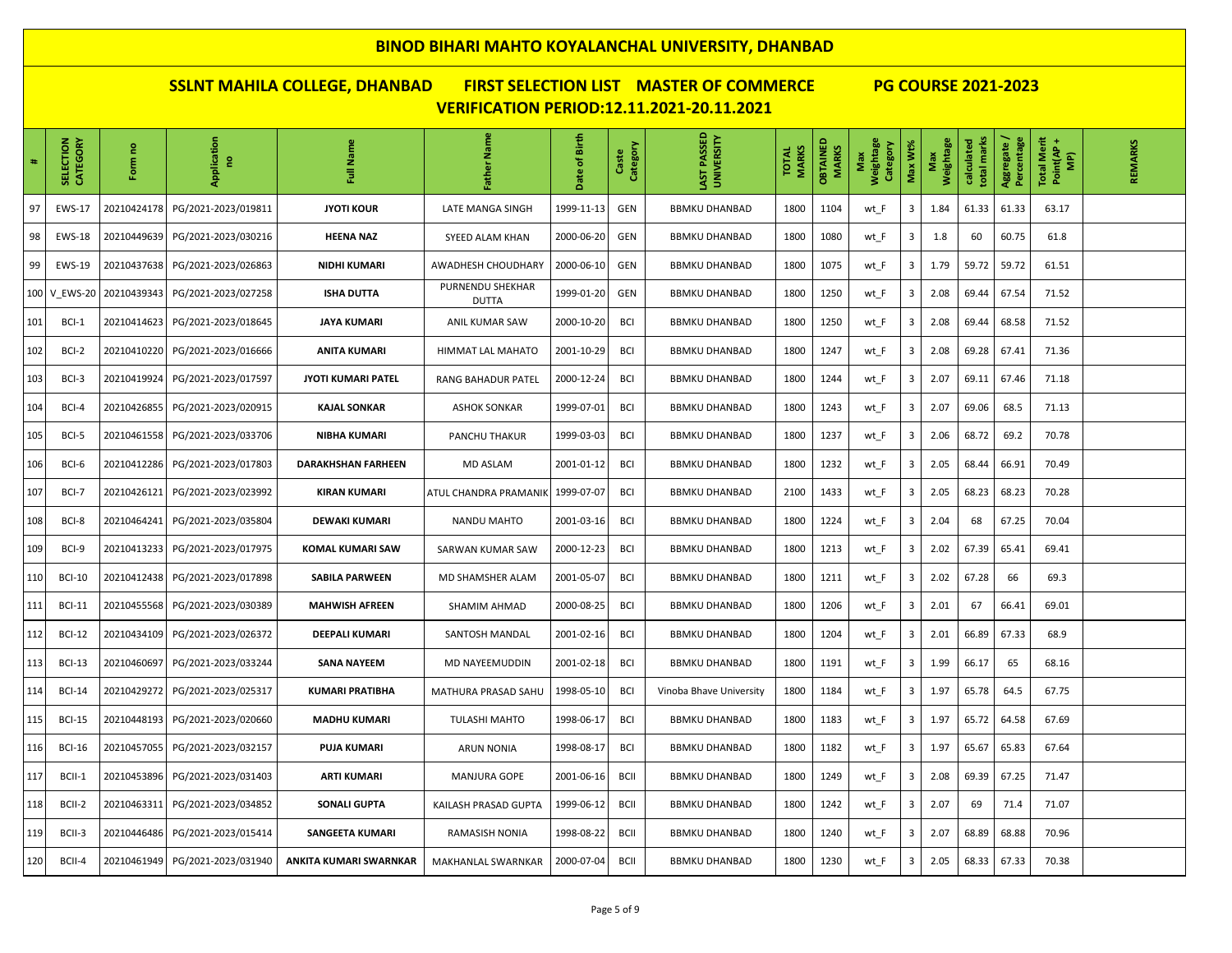# BINOD BIHARI MAHTO KOYALANCHAL UNIVERSITY, DHANBAD

## SSLNT MAHILA COLLEGE, DHANBAD FIRST SELECTION LIST MASTER OF COMMERCE PG COURSE 2021-2023

## VERIFICATION PERIOD:12.11.2021-20.11.2021

| # | SELECTION CATEGORY | Form no | Application no | Full Name | Father Name | Date of Birth | Caste Category | LAST PASSED UNIVERSITY | TOTAL MARKS | OBTAINED MARKS | Max Weightage Category | Max Wt% | Max Weightage | calculated total marks | Aggregate / Percentage | Total Merit Point(AP + MP) | REMARKS |
|---|---|---|---|---|---|---|---|---|---|---|---|---|---|---|---|---|---|
| 97 | EWS-17 | 20210424178 | PG/2021-2023/019811 | JYOTI KOUR | LATE MANGA SINGH | 1999-11-13 | GEN | BBMKU DHANBAD | 1800 | 1104 | wt_F | 3 | 1.84 | 61.33 | 61.33 | 63.17 | |
| 98 | EWS-18 | 20210449639 | PG/2021-2023/030216 | HEENA NAZ | SYEED ALAM KHAN | 2000-06-20 | GEN | BBMKU DHANBAD | 1800 | 1080 | wt_F | 3 | 1.8 | 60 | 60.75 | 61.8 | |
| 99 | EWS-19 | 20210437638 | PG/2021-2023/026863 | NIDHI KUMARI | AWADHESH CHOUDHARY | 2000-06-10 | GEN | BBMKU DHANBAD | 1800 | 1075 | wt_F | 3 | 1.79 | 59.72 | 59.72 | 61.51 | |
| 100 | V_EWS-20 | 20210439343 | PG/2021-2023/027258 | ISHA DUTTA | PURNENDU SHEKHAR DUTTA | 1999-01-20 | GEN | BBMKU DHANBAD | 1800 | 1250 | wt_F | 3 | 2.08 | 69.44 | 67.54 | 71.52 | |
| 101 | BCI-1 | 20210414623 | PG/2021-2023/018645 | JAYA KUMARI | ANIL KUMAR SAW | 2000-10-20 | BCI | BBMKU DHANBAD | 1800 | 1250 | wt_F | 3 | 2.08 | 69.44 | 68.58 | 71.52 | |
| 102 | BCI-2 | 20210410220 | PG/2021-2023/016666 | ANITA KUMARI | HIMMAT LAL MAHATO | 2001-10-29 | BCI | BBMKU DHANBAD | 1800 | 1247 | wt_F | 3 | 2.08 | 69.28 | 67.41 | 71.36 | |
| 103 | BCI-3 | 20210419924 | PG/2021-2023/017597 | JYOTI KUMARI PATEL | RANG BAHADUR PATEL | 2000-12-24 | BCI | BBMKU DHANBAD | 1800 | 1244 | wt_F | 3 | 2.07 | 69.11 | 67.46 | 71.18 | |
| 104 | BCI-4 | 20210426855 | PG/2021-2023/020915 | KAJAL SONKAR | ASHOK SONKAR | 1999-07-01 | BCI | BBMKU DHANBAD | 1800 | 1243 | wt_F | 3 | 2.07 | 69.06 | 68.5 | 71.13 | |
| 105 | BCI-5 | 20210461558 | PG/2021-2023/033706 | NIBHA KUMARI | PANCHU THAKUR | 1999-03-03 | BCI | BBMKU DHANBAD | 1800 | 1237 | wt_F | 3 | 2.06 | 68.72 | 69.2 | 70.78 | |
| 106 | BCI-6 | 20210412286 | PG/2021-2023/017803 | DARAKHSHAN FARHEEN | MD ASLAM | 2001-01-12 | BCI | BBMKU DHANBAD | 1800 | 1232 | wt_F | 3 | 2.05 | 68.44 | 66.91 | 70.49 | |
| 107 | BCI-7 | 20210426121 | PG/2021-2023/023992 | KIRAN KUMARI | ATUL CHANDRA PRAMANIK | 1999-07-07 | BCI | BBMKU DHANBAD | 2100 | 1433 | wt_F | 3 | 2.05 | 68.23 | 68.23 | 70.28 | |
| 108 | BCI-8 | 20210464241 | PG/2021-2023/035804 | DEWAKI KUMARI | NANDU MAHTO | 2001-03-16 | BCI | BBMKU DHANBAD | 1800 | 1224 | wt_F | 3 | 2.04 | 68 | 67.25 | 70.04 | |
| 109 | BCI-9 | 20210413233 | PG/2021-2023/017975 | KOMAL KUMARI SAW | SARWAN KUMAR SAW | 2000-12-23 | BCI | BBMKU DHANBAD | 1800 | 1213 | wt_F | 3 | 2.02 | 67.39 | 65.41 | 69.41 | |
| 110 | BCI-10 | 20210412438 | PG/2021-2023/017898 | SABILA PARWEEN | MD SHAMSHER ALAM | 2001-05-07 | BCI | BBMKU DHANBAD | 1800 | 1211 | wt_F | 3 | 2.02 | 67.28 | 66 | 69.3 | |
| 111 | BCI-11 | 20210455568 | PG/2021-2023/030389 | MAHWISH AFREEN | SHAMIM AHMAD | 2000-08-25 | BCI | BBMKU DHANBAD | 1800 | 1206 | wt_F | 3 | 2.01 | 67 | 66.41 | 69.01 | |
| 112 | BCI-12 | 20210434109 | PG/2021-2023/026372 | DEEPALI KUMARI | SANTOSH MANDAL | 2001-02-16 | BCI | BBMKU DHANBAD | 1800 | 1204 | wt_F | 3 | 2.01 | 66.89 | 67.33 | 68.9 | |
| 113 | BCI-13 | 20210460697 | PG/2021-2023/033244 | SANA NAYEEM | MD NAYEEMUDDIN | 2001-02-18 | BCI | BBMKU DHANBAD | 1800 | 1191 | wt_F | 3 | 1.99 | 66.17 | 65 | 68.16 | |
| 114 | BCI-14 | 20210429272 | PG/2021-2023/025317 | KUMARI PRATIBHA | MATHURA PRASAD SAHU | 1998-05-10 | BCI | Vinoba Bhave University | 1800 | 1184 | wt_F | 3 | 1.97 | 65.78 | 64.5 | 67.75 | |
| 115 | BCI-15 | 20210448193 | PG/2021-2023/020660 | MADHU KUMARI | TULASHI MAHTO | 1998-06-17 | BCI | BBMKU DHANBAD | 1800 | 1183 | wt_F | 3 | 1.97 | 65.72 | 64.58 | 67.69 | |
| 116 | BCI-16 | 20210457055 | PG/2021-2023/032157 | PUJA KUMARI | ARUN NONIA | 1998-08-17 | BCI | BBMKU DHANBAD | 1800 | 1182 | wt_F | 3 | 1.97 | 65.67 | 65.83 | 67.64 | |
| 117 | BCII-1 | 20210453896 | PG/2021-2023/031403 | ARTI KUMARI | MANJURA GOPE | 2001-06-16 | BCII | BBMKU DHANBAD | 1800 | 1249 | wt_F | 3 | 2.08 | 69.39 | 67.25 | 71.47 | |
| 118 | BCII-2 | 20210463311 | PG/2021-2023/034852 | SONALI GUPTA | KAILASH PRASAD GUPTA | 1999-06-12 | BCII | BBMKU DHANBAD | 1800 | 1242 | wt_F | 3 | 2.07 | 69 | 71.4 | 71.07 | |
| 119 | BCII-3 | 20210446486 | PG/2021-2023/015414 | SANGEETA KUMARI | RAMASISH NONIA | 1998-08-22 | BCII | BBMKU DHANBAD | 1800 | 1240 | wt_F | 3 | 2.07 | 68.89 | 68.88 | 70.96 | |
| 120 | BCII-4 | 20210461949 | PG/2021-2023/031940 | ANKITA KUMARI SWARNKAR | MAKHANLAL SWARNKAR | 2000-07-04 | BCII | BBMKU DHANBAD | 1800 | 1230 | wt_F | 3 | 2.05 | 68.33 | 67.33 | 70.38 | |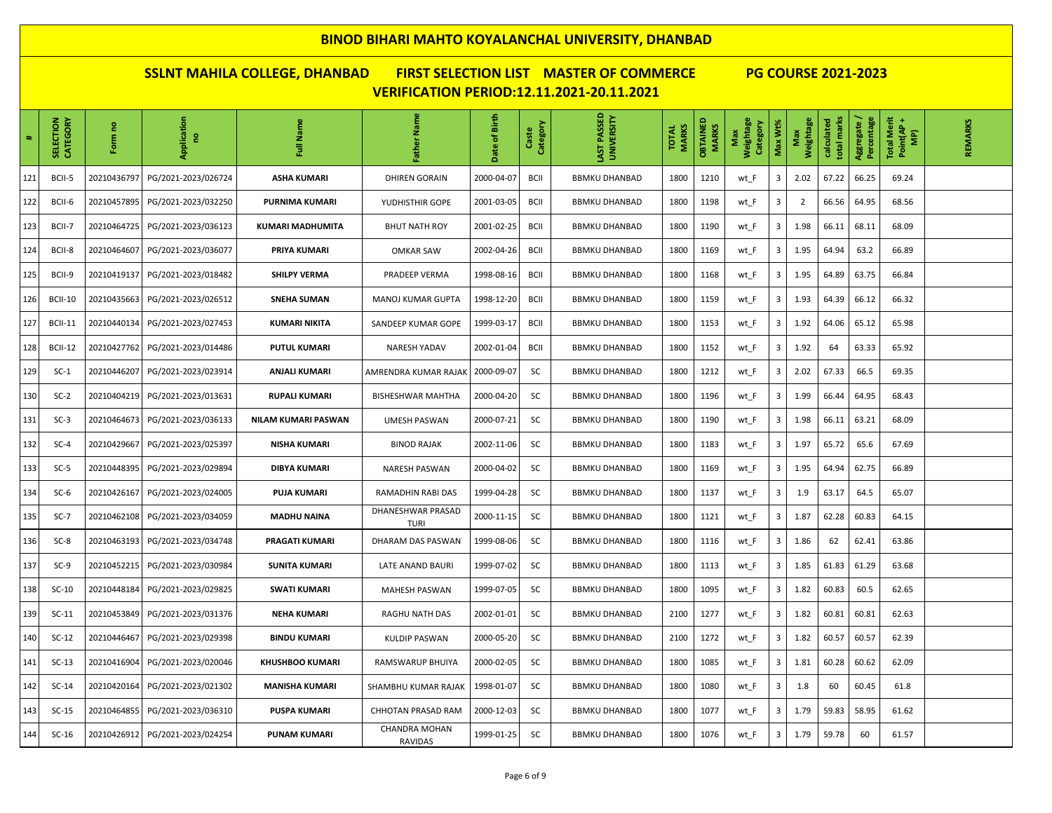# BINOD BIHARI MAHTO KOYALANCHAL UNIVERSITY, DHANBAD

## SSLNT MAHILA COLLEGE, DHANBAD FIRST SELECTION LIST MASTER OF COMMERCE PG COURSE 2021-2023

## VERIFICATION PERIOD:12.11.2021-20.11.2021

| # | SELECTION CATEGORY | Form no | Application no | Full Name | Father Name | Date of Birth | Caste Category | LAST PASSED UNIVERSITY | TOTAL MARKS | OBTAINED MARKS | Max Weightage Category | Max Wt% | Max Weightage | calculated total marks | Aggregate / Percentage | Total Merit Point(AP + MP) | REMARKS |
|---|---|---|---|---|---|---|---|---|---|---|---|---|---|---|---|---|---|
| 121 | BCII-5 | 20210436797 | PG/2021-2023/026724 | ASHA KUMARI | DHIREN GORAIN | 2000-04-07 | BCII | BBMKU DHANBAD | 1800 | 1210 | wt_F | 3 | 2.02 | 67.22 | 66.25 | 69.24 | |
| 122 | BCII-6 | 20210457895 | PG/2021-2023/032250 | PURNIMA KUMARI | YUDHISTHIR GOPE | 2001-03-05 | BCII | BBMKU DHANBAD | 1800 | 1198 | wt_F | 3 | 2 | 66.56 | 64.95 | 68.56 | |
| 123 | BCII-7 | 20210464725 | PG/2021-2023/036123 | KUMARI MADHUMITA | BHUT NATH ROY | 2001-02-25 | BCII | BBMKU DHANBAD | 1800 | 1190 | wt_F | 3 | 1.98 | 66.11 | 68.11 | 68.09 | |
| 124 | BCII-8 | 20210464607 | PG/2021-2023/036077 | PRIYA KUMARI | OMKAR SAW | 2002-04-26 | BCII | BBMKU DHANBAD | 1800 | 1169 | wt_F | 3 | 1.95 | 64.94 | 63.2 | 66.89 | |
| 125 | BCII-9 | 20210419137 | PG/2021-2023/018482 | SHILPY VERMA | PRADEEP VERMA | 1998-08-16 | BCII | BBMKU DHANBAD | 1800 | 1168 | wt_F | 3 | 1.95 | 64.89 | 63.75 | 66.84 | |
| 126 | BCII-10 | 20210435663 | PG/2021-2023/026512 | SNEHA SUMAN | MANOJ KUMAR GUPTA | 1998-12-20 | BCII | BBMKU DHANBAD | 1800 | 1159 | wt_F | 3 | 1.93 | 64.39 | 66.12 | 66.32 | |
| 127 | BCII-11 | 20210440134 | PG/2021-2023/027453 | KUMARI NIKITA | SANDEEP KUMAR GOPE | 1999-03-17 | BCII | BBMKU DHANBAD | 1800 | 1153 | wt_F | 3 | 1.92 | 64.06 | 65.12 | 65.98 | |
| 128 | BCII-12 | 20210427762 | PG/2021-2023/014486 | PUTUL KUMARI | NARESH YADAV | 2002-01-04 | BCII | BBMKU DHANBAD | 1800 | 1152 | wt_F | 3 | 1.92 | 64 | 63.33 | 65.92 | |
| 129 | SC-1 | 20210446207 | PG/2021-2023/023914 | ANJALI KUMARI | AMRENDRA KUMAR RAJAK | 2000-09-07 | SC | BBMKU DHANBAD | 1800 | 1212 | wt_F | 3 | 2.02 | 67.33 | 66.5 | 69.35 | |
| 130 | SC-2 | 20210404219 | PG/2021-2023/013631 | RUPALI KUMARI | BISHESHWAR MAHTHA | 2000-04-20 | SC | BBMKU DHANBAD | 1800 | 1196 | wt_F | 3 | 1.99 | 66.44 | 64.95 | 68.43 | |
| 131 | SC-3 | 20210464673 | PG/2021-2023/036133 | NILAM KUMARI PASWAN | UMESH PASWAN | 2000-07-21 | SC | BBMKU DHANBAD | 1800 | 1190 | wt_F | 3 | 1.98 | 66.11 | 63.21 | 68.09 | |
| 132 | SC-4 | 20210429667 | PG/2021-2023/025397 | NISHA KUMARI | BINOD RAJAK | 2002-11-06 | SC | BBMKU DHANBAD | 1800 | 1183 | wt_F | 3 | 1.97 | 65.72 | 65.6 | 67.69 | |
| 133 | SC-5 | 20210448395 | PG/2021-2023/029894 | DIBYA KUMARI | NARESH PASWAN | 2000-04-02 | SC | BBMKU DHANBAD | 1800 | 1169 | wt_F | 3 | 1.95 | 64.94 | 62.75 | 66.89 | |
| 134 | SC-6 | 20210426167 | PG/2021-2023/024005 | PUJA KUMARI | RAMADHIN RABI DAS | 1999-04-28 | SC | BBMKU DHANBAD | 1800 | 1137 | wt_F | 3 | 1.9 | 63.17 | 64.5 | 65.07 | |
| 135 | SC-7 | 20210462108 | PG/2021-2023/034059 | MADHU NAINA | DHANESHWAR PRASAD TURI | 2000-11-15 | SC | BBMKU DHANBAD | 1800 | 1121 | wt_F | 3 | 1.87 | 62.28 | 60.83 | 64.15 | |
| 136 | SC-8 | 20210463193 | PG/2021-2023/034748 | PRAGATI KUMARI | DHARAM DAS PASWAN | 1999-08-06 | SC | BBMKU DHANBAD | 1800 | 1116 | wt_F | 3 | 1.86 | 62 | 62.41 | 63.86 | |
| 137 | SC-9 | 20210452215 | PG/2021-2023/030984 | SUNITA KUMARI | LATE ANAND BAURI | 1999-07-02 | SC | BBMKU DHANBAD | 1800 | 1113 | wt_F | 3 | 1.85 | 61.83 | 61.29 | 63.68 | |
| 138 | SC-10 | 20210448184 | PG/2021-2023/029825 | SWATI KUMARI | MAHESH PASWAN | 1999-07-05 | SC | BBMKU DHANBAD | 1800 | 1095 | wt_F | 3 | 1.82 | 60.83 | 60.5 | 62.65 | |
| 139 | SC-11 | 20210453849 | PG/2021-2023/031376 | NEHA KUMARI | RAGHU NATH DAS | 2002-01-01 | SC | BBMKU DHANBAD | 2100 | 1277 | wt_F | 3 | 1.82 | 60.81 | 60.81 | 62.63 | |
| 140 | SC-12 | 20210446467 | PG/2021-2023/029398 | BINDU KUMARI | KULDIP PASWAN | 2000-05-20 | SC | BBMKU DHANBAD | 2100 | 1272 | wt_F | 3 | 1.82 | 60.57 | 60.57 | 62.39 | |
| 141 | SC-13 | 20210416904 | PG/2021-2023/020046 | KHUSHBOO KUMARI | RAMSWARUP BHUIYA | 2000-02-05 | SC | BBMKU DHANBAD | 1800 | 1085 | wt_F | 3 | 1.81 | 60.28 | 60.62 | 62.09 | |
| 142 | SC-14 | 20210420164 | PG/2021-2023/021302 | MANISHA KUMARI | SHAMBHU KUMAR RAJAK | 1998-01-07 | SC | BBMKU DHANBAD | 1800 | 1080 | wt_F | 3 | 1.8 | 60 | 60.45 | 61.8 | |
| 143 | SC-15 | 20210464855 | PG/2021-2023/036310 | PUSPA KUMARI | CHHOTAN PRASAD RAM | 2000-12-03 | SC | BBMKU DHANBAD | 1800 | 1077 | wt_F | 3 | 1.79 | 59.83 | 58.95 | 61.62 | |
| 144 | SC-16 | 20210426912 | PG/2021-2023/024254 | PUNAM KUMARI | CHANDRA MOHAN RAVIDAS | 1999-01-25 | SC | BBMKU DHANBAD | 1800 | 1076 | wt_F | 3 | 1.79 | 59.78 | 60 | 61.57 | |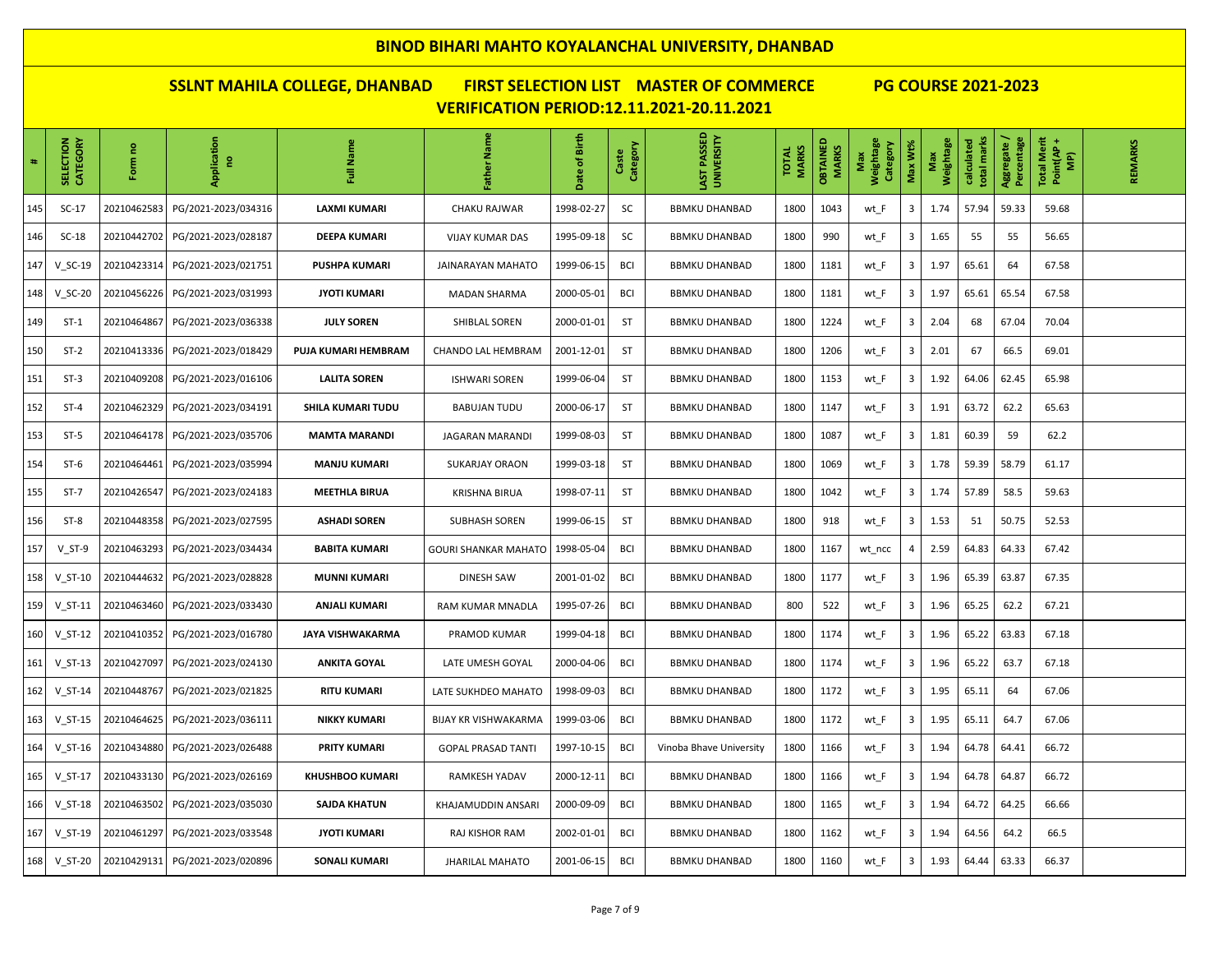# BINOD BIHARI MAHTO KOYALANCHAL UNIVERSITY, DHANBAD

## SSLNT MAHILA COLLEGE, DHANBAD FIRST SELECTION LIST MASTER OF COMMERCE PG COURSE 2021-2023

## VERIFICATION PERIOD:12.11.2021-20.11.2021

| # | SELECTION CATEGORY | Form no | Application no | Full Name | Father Name | Date of Birth | Caste Category | LAST PASSED UNIVERSITY | TOTAL MARKS | OBTAINED MARKS | Max Weightage Category | Max Wt% | Max Weightage | calculated total marks | Aggregate / Percentage | Total Merit Point(AP + MP) | REMARKS |
|---|---|---|---|---|---|---|---|---|---|---|---|---|---|---|---|---|---|
| 145 | SC-17 | 20210462583 | PG/2021-2023/034316 | LAXMI KUMARI | CHAKU RAJWAR | 1998-02-27 | SC | BBMKU DHANBAD | 1800 | 1043 | wt_F | 3 | 1.74 | 57.94 | 59.33 | 59.68 | |
| 146 | SC-18 | 20210442702 | PG/2021-2023/028187 | DEEPA KUMARI | VIJAY KUMAR DAS | 1995-09-18 | SC | BBMKU DHANBAD | 1800 | 990 | wt_F | 3 | 1.65 | 55 | 55 | 56.65 | |
| 147 | V_SC-19 | 20210423314 | PG/2021-2023/021751 | PUSHPA KUMARI | JAINARAYAN MAHATO | 1999-06-15 | BCI | BBMKU DHANBAD | 1800 | 1181 | wt_F | 3 | 1.97 | 65.61 | 64 | 67.58 | |
| 148 | V_SC-20 | 20210456226 | PG/2021-2023/031993 | JYOTI KUMARI | MADAN SHARMA | 2000-05-01 | BCI | BBMKU DHANBAD | 1800 | 1181 | wt_F | 3 | 1.97 | 65.61 | 65.54 | 67.58 | |
| 149 | ST-1 | 20210464867 | PG/2021-2023/036338 | JULY SOREN | SHIBLAL SOREN | 2000-01-01 | ST | BBMKU DHANBAD | 1800 | 1224 | wt_F | 3 | 2.04 | 68 | 67.04 | 70.04 | |
| 150 | ST-2 | 20210413336 | PG/2021-2023/018429 | PUJA KUMARI HEMBRAM | CHANDO LAL HEMBRAM | 2001-12-01 | ST | BBMKU DHANBAD | 1800 | 1206 | wt_F | 3 | 2.01 | 67 | 66.5 | 69.01 | |
| 151 | ST-3 | 20210409208 | PG/2021-2023/016106 | LALITA SOREN | ISHWARI SOREN | 1999-06-04 | ST | BBMKU DHANBAD | 1800 | 1153 | wt_F | 3 | 1.92 | 64.06 | 62.45 | 65.98 | |
| 152 | ST-4 | 20210462329 | PG/2021-2023/034191 | SHILA KUMARI TUDU | BABUJAN TUDU | 2000-06-17 | ST | BBMKU DHANBAD | 1800 | 1147 | wt_F | 3 | 1.91 | 63.72 | 62.2 | 65.63 | |
| 153 | ST-5 | 20210464178 | PG/2021-2023/035706 | MAMTA MARANDI | JAGARAN MARANDI | 1999-08-03 | ST | BBMKU DHANBAD | 1800 | 1087 | wt_F | 3 | 1.81 | 60.39 | 59 | 62.2 | |
| 154 | ST-6 | 20210464461 | PG/2021-2023/035994 | MANJU KUMARI | SUKARJAY ORAON | 1999-03-18 | ST | BBMKU DHANBAD | 1800 | 1069 | wt_F | 3 | 1.78 | 59.39 | 58.79 | 61.17 | |
| 155 | ST-7 | 20210426547 | PG/2021-2023/024183 | MEETHLA BIRUA | KRISHNA BIRUA | 1998-07-11 | ST | BBMKU DHANBAD | 1800 | 1042 | wt_F | 3 | 1.74 | 57.89 | 58.5 | 59.63 | |
| 156 | ST-8 | 20210448358 | PG/2021-2023/027595 | ASHADI SOREN | SUBHASH SOREN | 1999-06-15 | ST | BBMKU DHANBAD | 1800 | 918 | wt_F | 3 | 1.53 | 51 | 50.75 | 52.53 | |
| 157 | V_ST-9 | 20210463293 | PG/2021-2023/034434 | BABITA KUMARI | GOURI SHANKAR MAHATO | 1998-05-04 | BCI | BBMKU DHANBAD | 1800 | 1167 | wt_ncc | 4 | 2.59 | 64.83 | 64.33 | 67.42 | |
| 158 | V_ST-10 | 20210444632 | PG/2021-2023/028828 | MUNNI KUMARI | DINESH SAW | 2001-01-02 | BCI | BBMKU DHANBAD | 1800 | 1177 | wt_F | 3 | 1.96 | 65.39 | 63.87 | 67.35 | |
| 159 | V_ST-11 | 20210463460 | PG/2021-2023/033430 | ANJALI KUMARI | RAM KUMAR MNADLA | 1995-07-26 | BCI | BBMKU DHANBAD | 800 | 522 | wt_F | 3 | 1.96 | 65.25 | 62.2 | 67.21 | |
| 160 | V_ST-12 | 20210410352 | PG/2021-2023/016780 | JAYA VISHWAKARMA | PRAMOD KUMAR | 1999-04-18 | BCI | BBMKU DHANBAD | 1800 | 1174 | wt_F | 3 | 1.96 | 65.22 | 63.83 | 67.18 | |
| 161 | V_ST-13 | 20210427097 | PG/2021-2023/024130 | ANKITA GOYAL | LATE UMESH GOYAL | 2000-04-06 | BCI | BBMKU DHANBAD | 1800 | 1174 | wt_F | 3 | 1.96 | 65.22 | 63.7 | 67.18 | |
| 162 | V_ST-14 | 20210448767 | PG/2021-2023/021825 | RITU KUMARI | LATE SUKHDEO MAHATO | 1998-09-03 | BCI | BBMKU DHANBAD | 1800 | 1172 | wt_F | 3 | 1.95 | 65.11 | 64 | 67.06 | |
| 163 | V_ST-15 | 20210464625 | PG/2021-2023/036111 | NIKKY KUMARI | BIJAY KR VISHWAKARMA | 1999-03-06 | BCI | BBMKU DHANBAD | 1800 | 1172 | wt_F | 3 | 1.95 | 65.11 | 64.7 | 67.06 | |
| 164 | V_ST-16 | 20210434880 | PG/2021-2023/026488 | PRITY KUMARI | GOPAL PRASAD TANTI | 1997-10-15 | BCI | Vinoba Bhave University | 1800 | 1166 | wt_F | 3 | 1.94 | 64.78 | 64.41 | 66.72 | |
| 165 | V_ST-17 | 20210433130 | PG/2021-2023/026169 | KHUSHBOO KUMARI | RAMKESH YADAV | 2000-12-11 | BCI | BBMKU DHANBAD | 1800 | 1166 | wt_F | 3 | 1.94 | 64.78 | 64.87 | 66.72 | |
| 166 | V_ST-18 | 20210463502 | PG/2021-2023/035030 | SAJDA KHATUN | KHAJAMUDDIN ANSARI | 2000-09-09 | BCI | BBMKU DHANBAD | 1800 | 1165 | wt_F | 3 | 1.94 | 64.72 | 64.25 | 66.66 | |
| 167 | V_ST-19 | 20210461297 | PG/2021-2023/033548 | JYOTI KUMARI | RAJ KISHOR RAM | 2002-01-01 | BCI | BBMKU DHANBAD | 1800 | 1162 | wt_F | 3 | 1.94 | 64.56 | 64.2 | 66.5 | |
| 168 | V_ST-20 | 20210429131 | PG/2021-2023/020896 | SONALI KUMARI | JHARILAL MAHATO | 2001-06-15 | BCI | BBMKU DHANBAD | 1800 | 1160 | wt_F | 3 | 1.93 | 64.44 | 63.33 | 66.37 | |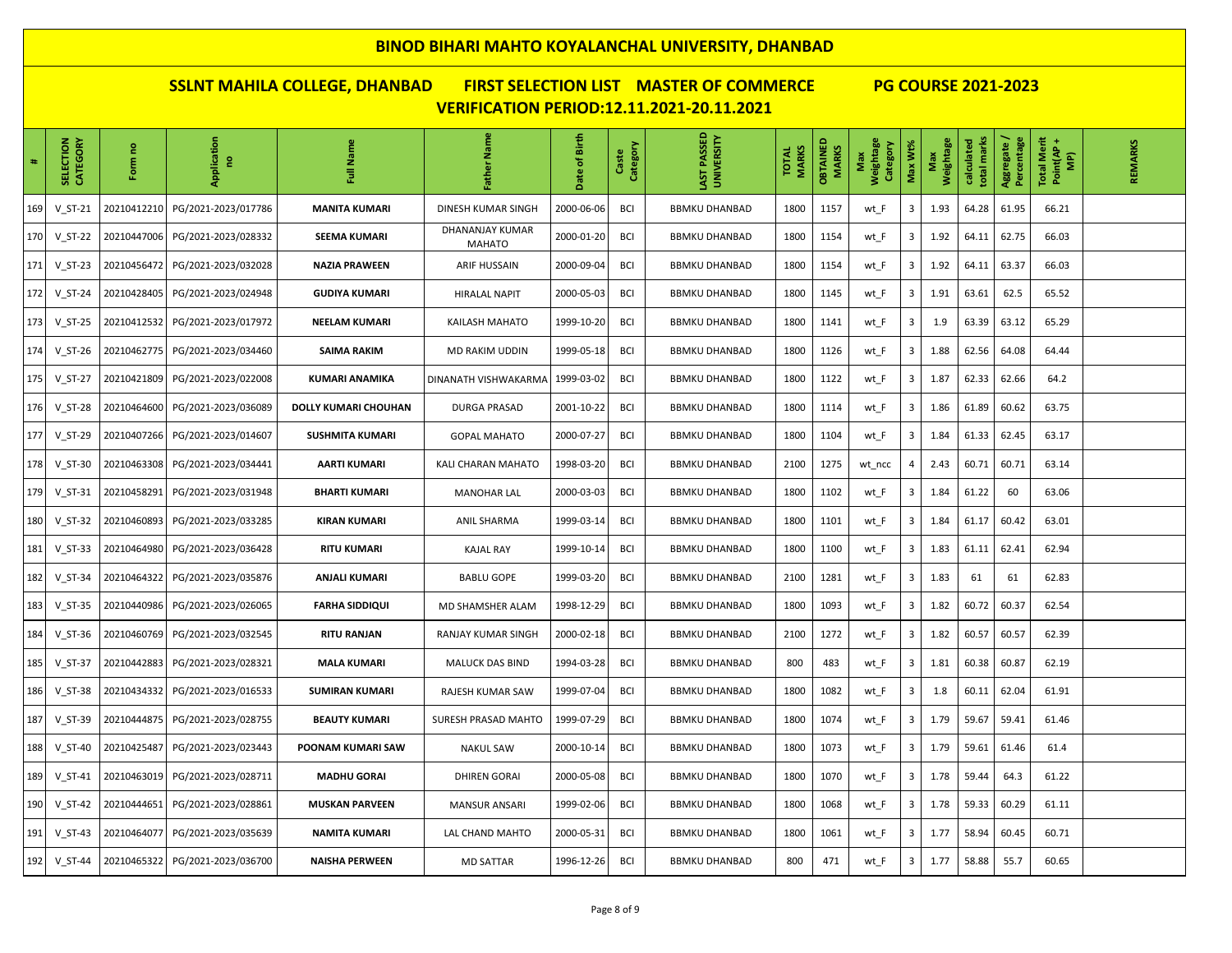# BINOD BIHARI MAHTO KOYALANCHAL UNIVERSITY, DHANBAD

## SSLNT MAHILA COLLEGE, DHANBAD FIRST SELECTION LIST MASTER OF COMMERCE PG COURSE 2021-2023

## VERIFICATION PERIOD:12.11.2021-20.11.2021

| # | SELECTION CATEGORY | Form no | Application no | Full Name | Father Name | Date of Birth | Caste Category | LAST PASSED UNIVERSITY | TOTAL MARKS | OBTAINED MARKS | Max Weightage Category | Max Wt% | Max Weightage | calculated total marks | Aggregate / Percentage | Total Merit Point(AP + MP) | REMARKS |
|---|---|---|---|---|---|---|---|---|---|---|---|---|---|---|---|---|---|
| 169 | V_ST-21 | 20210412210 | PG/2021-2023/017786 | MANITA KUMARI | DINESH KUMAR SINGH | 2000-06-06 | BCI | BBMKU DHANBAD | 1800 | 1157 | wt_F | 3 | 1.93 | 64.28 | 61.95 | 66.21 | |
| 170 | V_ST-22 | 20210447006 | PG/2021-2023/028332 | SEEMA KUMARI | DHANANJAY KUMAR MAHATO | 2000-01-20 | BCI | BBMKU DHANBAD | 1800 | 1154 | wt_F | 3 | 1.92 | 64.11 | 62.75 | 66.03 | |
| 171 | V_ST-23 | 20210456472 | PG/2021-2023/032028 | NAZIA PRAWEEN | ARIF HUSSAIN | 2000-09-04 | BCI | BBMKU DHANBAD | 1800 | 1154 | wt_F | 3 | 1.92 | 64.11 | 63.37 | 66.03 | |
| 172 | V_ST-24 | 20210428405 | PG/2021-2023/024948 | GUDIYA KUMARI | HIRALAL NAPIT | 2000-05-03 | BCI | BBMKU DHANBAD | 1800 | 1145 | wt_F | 3 | 1.91 | 63.61 | 62.5 | 65.52 | |
| 173 | V_ST-25 | 20210412532 | PG/2021-2023/017972 | NEELAM KUMARI | KAILASH MAHATO | 1999-10-20 | BCI | BBMKU DHANBAD | 1800 | 1141 | wt_F | 3 | 1.9 | 63.39 | 63.12 | 65.29 | |
| 174 | V_ST-26 | 20210462775 | PG/2021-2023/034460 | SAIMA RAKIM | MD RAKIM UDDIN | 1999-05-18 | BCI | BBMKU DHANBAD | 1800 | 1126 | wt_F | 3 | 1.88 | 62.56 | 64.08 | 64.44 | |
| 175 | V_ST-27 | 20210421809 | PG/2021-2023/022008 | KUMARI ANAMIKA | DINANATH VISHWAKARMA | 1999-03-02 | BCI | BBMKU DHANBAD | 1800 | 1122 | wt_F | 3 | 1.87 | 62.33 | 62.66 | 64.2 | |
| 176 | V_ST-28 | 20210464600 | PG/2021-2023/036089 | DOLLY KUMARI CHOUHAN | DURGA PRASAD | 2001-10-22 | BCI | BBMKU DHANBAD | 1800 | 1114 | wt_F | 3 | 1.86 | 61.89 | 60.62 | 63.75 | |
| 177 | V_ST-29 | 20210407266 | PG/2021-2023/014607 | SUSHMITA KUMARI | GOPAL MAHATO | 2000-07-27 | BCI | BBMKU DHANBAD | 1800 | 1104 | wt_F | 3 | 1.84 | 61.33 | 62.45 | 63.17 | |
| 178 | V_ST-30 | 20210463308 | PG/2021-2023/034441 | AARTI KUMARI | KALI CHARAN MAHATO | 1998-03-20 | BCI | BBMKU DHANBAD | 2100 | 1275 | wt_ncc | 4 | 2.43 | 60.71 | 60.71 | 63.14 | |
| 179 | V_ST-31 | 20210458291 | PG/2021-2023/031948 | BHARTI KUMARI | MANOHAR LAL | 2000-03-03 | BCI | BBMKU DHANBAD | 1800 | 1102 | wt_F | 3 | 1.84 | 61.22 | 60 | 63.06 | |
| 180 | V_ST-32 | 20210460893 | PG/2021-2023/033285 | KIRAN KUMARI | ANIL SHARMA | 1999-03-14 | BCI | BBMKU DHANBAD | 1800 | 1101 | wt_F | 3 | 1.84 | 61.17 | 60.42 | 63.01 | |
| 181 | V_ST-33 | 20210464980 | PG/2021-2023/036428 | RITU KUMARI | KAJAL RAY | 1999-10-14 | BCI | BBMKU DHANBAD | 1800 | 1100 | wt_F | 3 | 1.83 | 61.11 | 62.41 | 62.94 | |
| 182 | V_ST-34 | 20210464322 | PG/2021-2023/035876 | ANJALI KUMARI | BABLU GOPE | 1999-03-20 | BCI | BBMKU DHANBAD | 2100 | 1281 | wt_F | 3 | 1.83 | 61 | 61 | 62.83 | |
| 183 | V_ST-35 | 20210440986 | PG/2021-2023/026065 | FARHA SIDDIQUI | MD SHAMSHER ALAM | 1998-12-29 | BCI | BBMKU DHANBAD | 1800 | 1093 | wt_F | 3 | 1.82 | 60.72 | 60.37 | 62.54 | |
| 184 | V_ST-36 | 20210460769 | PG/2021-2023/032545 | RITU RANJAN | RANJAY KUMAR SINGH | 2000-02-18 | BCI | BBMKU DHANBAD | 2100 | 1272 | wt_F | 3 | 1.82 | 60.57 | 60.57 | 62.39 | |
| 185 | V_ST-37 | 20210442883 | PG/2021-2023/028321 | MALA KUMARI | MALUCK DAS BIND | 1994-03-28 | BCI | BBMKU DHANBAD | 800 | 483 | wt_F | 3 | 1.81 | 60.38 | 60.87 | 62.19 | |
| 186 | V_ST-38 | 20210434332 | PG/2021-2023/016533 | SUMIRAN KUMARI | RAJESH KUMAR SAW | 1999-07-04 | BCI | BBMKU DHANBAD | 1800 | 1082 | wt_F | 3 | 1.8 | 60.11 | 62.04 | 61.91 | |
| 187 | V_ST-39 | 20210444875 | PG/2021-2023/028755 | BEAUTY KUMARI | SURESH PRASAD MAHTO | 1999-07-29 | BCI | BBMKU DHANBAD | 1800 | 1074 | wt_F | 3 | 1.79 | 59.67 | 59.41 | 61.46 | |
| 188 | V_ST-40 | 20210425487 | PG/2021-2023/023443 | POONAM KUMARI SAW | NAKUL SAW | 2000-10-14 | BCI | BBMKU DHANBAD | 1800 | 1073 | wt_F | 3 | 1.79 | 59.61 | 61.46 | 61.4 | |
| 189 | V_ST-41 | 20210463019 | PG/2021-2023/028711 | MADHU GORAI | DHIREN GORAI | 2000-05-08 | BCI | BBMKU DHANBAD | 1800 | 1070 | wt_F | 3 | 1.78 | 59.44 | 64.3 | 61.22 | |
| 190 | V_ST-42 | 20210444651 | PG/2021-2023/028861 | MUSKAN PARVEEN | MANSUR ANSARI | 1999-02-06 | BCI | BBMKU DHANBAD | 1800 | 1068 | wt_F | 3 | 1.78 | 59.33 | 60.29 | 61.11 | |
| 191 | V_ST-43 | 20210464077 | PG/2021-2023/035639 | NAMITA KUMARI | LAL CHAND MAHTO | 2000-05-31 | BCI | BBMKU DHANBAD | 1800 | 1061 | wt_F | 3 | 1.77 | 58.94 | 60.45 | 60.71 | |
| 192 | V_ST-44 | 20210465322 | PG/2021-2023/036700 | NAISHA PERWEEN | MD SATTAR | 1996-12-26 | BCI | BBMKU DHANBAD | 800 | 471 | wt_F | 3 | 1.77 | 58.88 | 55.7 | 60.65 | |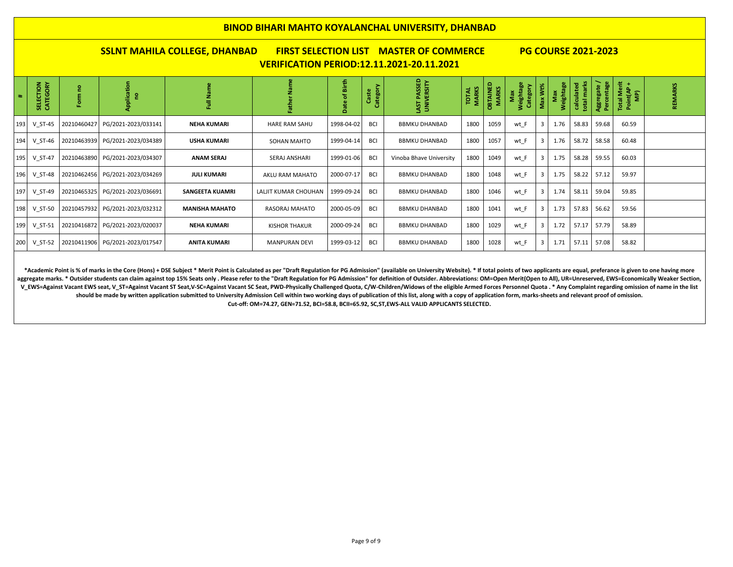## BINOD BIHARI MAHTO KOYALANCHAL UNIVERSITY, DHANBAD

### SSLNT MAHILA COLLEGE, DHANBAD FIRST SELECTION LIST MASTER OF COMMERCE PG COURSE 2021-2023

### VERIFICATION PERIOD:12.11.2021-20.11.2021

| # | SELECTION CATEGORY | Form no | Application no | Full Name | Father Name | Date of Birth | Caste Category | LAST PASSED UNIVERSITY | TOTAL MARKS | OBTAINED MARKS | Max Weightage Category | Max Wt% | Max Weightage | calculated total marks | Aggregate / Percentage | Total Merit Point(AP + MP) | REMARKS |
|---|---|---|---|---|---|---|---|---|---|---|---|---|---|---|---|---|---|
| 193 | V_ST-45 | 20210460427 | PG/2021-2023/033141 | **NEHA KUMARI** | HARE RAM SAHU | 1998-04-02 | BCI | BBMKU DHANBAD | 1800 | 1059 | wt_F | 3 | 1.76 | 58.83 | 59.68 | 60.59 | |
| 194 | V_ST-46 | 20210463939 | PG/2021-2023/034389 | **USHA KUMARI** | SOHAN MAHTO | 1999-04-14 | BCI | BBMKU DHANBAD | 1800 | 1057 | wt_F | 3 | 1.76 | 58.72 | 58.58 | 60.48 | |
| 195 | V_ST-47 | 20210463890 | PG/2021-2023/034307 | **ANAM SERAJ** | SERAJ ANSHARI | 1999-01-06 | BCI | Vinoba Bhave University | 1800 | 1049 | wt_F | 3 | 1.75 | 58.28 | 59.55 | 60.03 | |
| 196 | V_ST-48 | 20210462456 | PG/2021-2023/034269 | **JULI KUMARI** | AKLU RAM MAHATO | 2000-07-17 | BCI | BBMKU DHANBAD | 1800 | 1048 | wt_F | 3 | 1.75 | 58.22 | 57.12 | 59.97 | |
| 197 | V_ST-49 | 20210465325 | PG/2021-2023/036691 | **SANGEETA KUAMRI** | LALJIT KUMAR CHOUHAN | 1999-09-24 | BCI | BBMKU DHANBAD | 1800 | 1046 | wt_F | 3 | 1.74 | 58.11 | 59.04 | 59.85 | |
| 198 | V_ST-50 | 20210457932 | PG/2021-2023/032312 | **MANISHA MAHATO** | RASORAJ MAHATO | 2000-05-09 | BCI | BBMKU DHANBAD | 1800 | 1041 | wt_F | 3 | 1.73 | 57.83 | 56.62 | 59.56 | |
| 199 | V_ST-51 | 20210416872 | PG/2021-2023/020037 | **NEHA KUMARI** | KISHOR THAKUR | 2000-09-24 | BCI | BBMKU DHANBAD | 1800 | 1029 | wt_F | 3 | 1.72 | 57.17 | 57.79 | 58.89 | |
| 200 | V_ST-52 | 20210411906 | PG/2021-2023/017547 | **ANITA KUMARI** | MANPURAN DEVI | 1999-03-12 | BCI | BBMKU DHANBAD | 1800 | 1028 | wt_F | 3 | 1.71 | 57.11 | 57.08 | 58.82 | |

**\*Academic Point is % of marks in the Core (Hons) + DSE Subject \* Merit Point is Calculated as per "Draft Regulation for PG Admission" (available on University Website). \* If total points of two applicants are equal, preferance is given to one having more aggregate marks. \* Outsider students can claim against top 15% Seats only . Please refer to the "Draft Regulation for PG Admission" for definition of Outsider. Abbreviations: OM=Open Merit(Open to All), UR=Unreserved, EWS=Economically Weaker Section, V_EWS=Against Vacant EWS seat, V_ST=Against Vacant ST Seat,V-SC=Against Vacant SC Seat, PWD-Physically Challenged Quota, C/W-Children/Widows of the eligible Armed Forces Personnel Quota . \* Any Complaint regarding omission of name in the list should be made by written application submitted to University Admission Cell within two working days of publication of this list, along with a copy of application form, marks-sheets and relevant proof of omission.**

**Cut-off: OM=74.27, GEN=71.52, BCI=58.8, BCII=65.92, SC,ST,EWS-ALL VALID APPLICANTS SELECTED.**